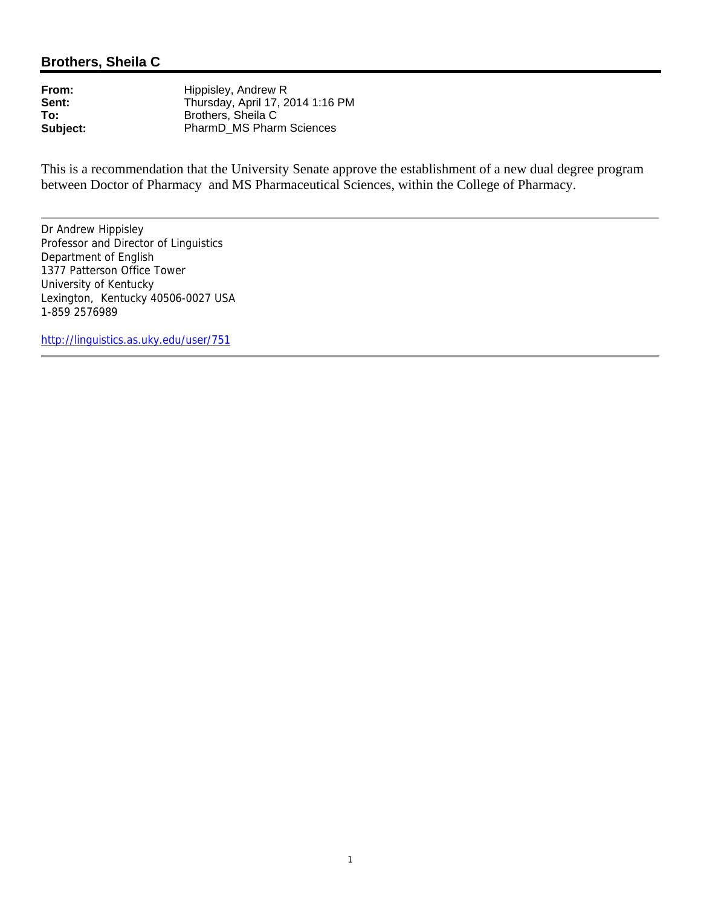# Brothers, Sheila C

**From:** Hippisley, Andrew R
**Sent:** Thursday, April 17, 2014 1:16 PM
**To:** Brothers, Sheila C
**Subject:** PharmD_MS Pharm Sciences

This is a recommendation that the University Senate approve the establishment of a new dual degree program between Doctor of Pharmacy and MS Pharmaceutical Sciences, within the College of Pharmacy.

---

Dr Andrew Hippisley
Professor and Director of Linguistics
Department of English
1377 Patterson Office Tower
University of Kentucky
Lexington, Kentucky 40506-0027 USA
1-859 2576989

http://linguistics.as.uky.edu/user/751

---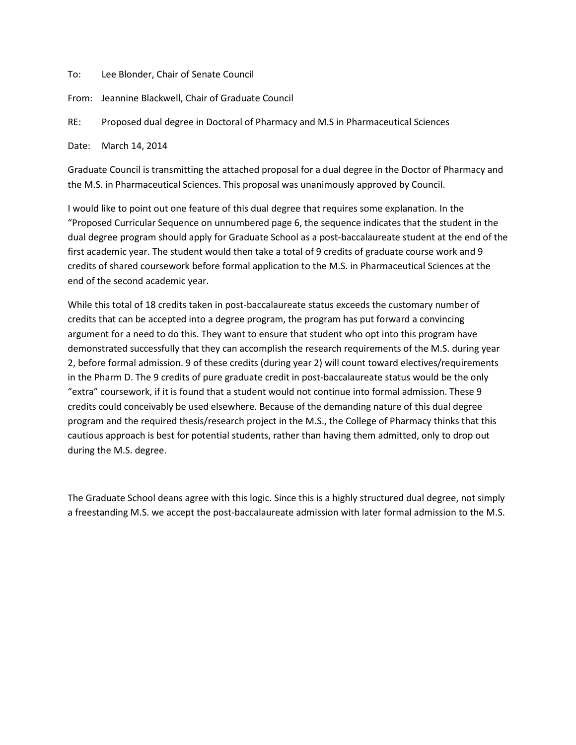To: Lee Blonder, Chair of Senate Council

From: Jeannine Blackwell, Chair of Graduate Council

RE: Proposed dual degree in Doctoral of Pharmacy and M.S in Pharmaceutical Sciences

Date: March 14, 2014

Graduate Council is transmitting the attached proposal for a dual degree in the Doctor of Pharmacy and the M.S. in Pharmaceutical Sciences. This proposal was unanimously approved by Council.

I would like to point out one feature of this dual degree that requires some explanation. In the "Proposed Curricular Sequence on unnumbered page 6, the sequence indicates that the student in the dual degree program should apply for Graduate School as a post-baccalaureate student at the end of the first academic year. The student would then take a total of 9 credits of graduate course work and 9 credits of shared coursework before formal application to the M.S. in Pharmaceutical Sciences at the end of the second academic year.

While this total of 18 credits taken in post-baccalaureate status exceeds the customary number of credits that can be accepted into a degree program, the program has put forward a convincing argument for a need to do this. They want to ensure that student who opt into this program have demonstrated successfully that they can accomplish the research requirements of the M.S. during year 2, before formal admission. 9 of these credits (during year 2) will count toward electives/requirements in the Pharm D. The 9 credits of pure graduate credit in post-baccalaureate status would be the only "extra" coursework, if it is found that a student would not continue into formal admission. These 9 credits could conceivably be used elsewhere. Because of the demanding nature of this dual degree program and the required thesis/research project in the M.S., the College of Pharmacy thinks that this cautious approach is best for potential students, rather than having them admitted, only to drop out during the M.S. degree.

The Graduate School deans agree with this logic. Since this is a highly structured dual degree, not simply a freestanding M.S. we accept the post-baccalaureate admission with later formal admission to the M.S.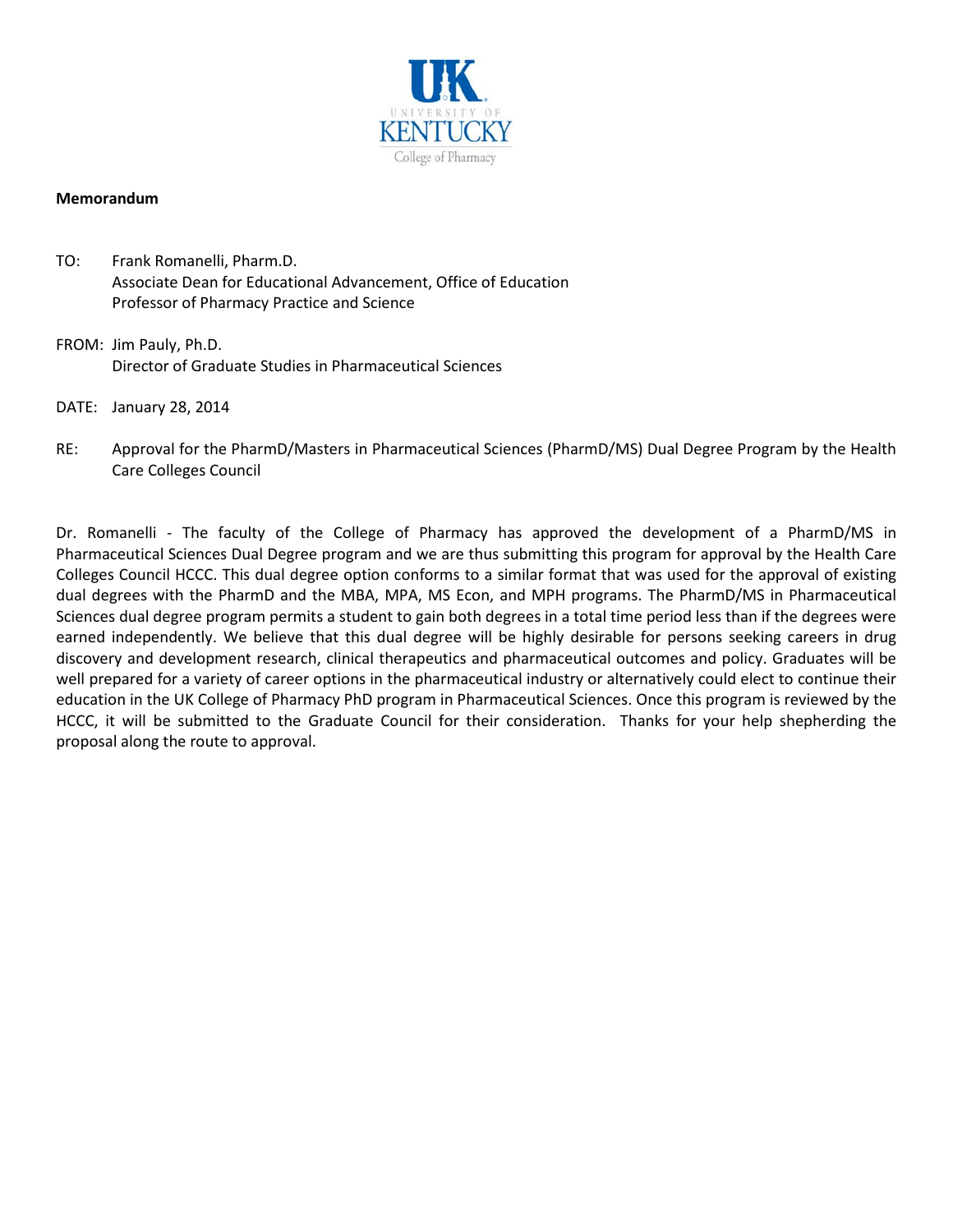UK
UNIVERSITY OF
KENTUCKY
College of Pharmacy

**Memorandum**

TO: Frank Romanelli, Pharm.D.
Associate Dean for Educational Advancement, Office of Education
Professor of Pharmacy Practice and Science

FROM: Jim Pauly, Ph.D.
Director of Graduate Studies in Pharmaceutical Sciences

DATE: January 28, 2014

RE: Approval for the PharmD/Masters in Pharmaceutical Sciences (PharmD/MS) Dual Degree Program by the Health Care Colleges Council

Dr. Romanelli - The faculty of the College of Pharmacy has approved the development of a PharmD/MS in Pharmaceutical Sciences Dual Degree program and we are thus submitting this program for approval by the Health Care Colleges Council HCCC. This dual degree option conforms to a similar format that was used for the approval of existing dual degrees with the PharmD and the MBA, MPA, MS Econ, and MPH programs. The PharmD/MS in Pharmaceutical Sciences dual degree program permits a student to gain both degrees in a total time period less than if the degrees were earned independently. We believe that this dual degree will be highly desirable for persons seeking careers in drug discovery and development research, clinical therapeutics and pharmaceutical outcomes and policy. Graduates will be well prepared for a variety of career options in the pharmaceutical industry or alternatively could elect to continue their education in the UK College of Pharmacy PhD program in Pharmaceutical Sciences. Once this program is reviewed by the HCCC, it will be submitted to the Graduate Council for their consideration. Thanks for your help shepherding the proposal along the route to approval.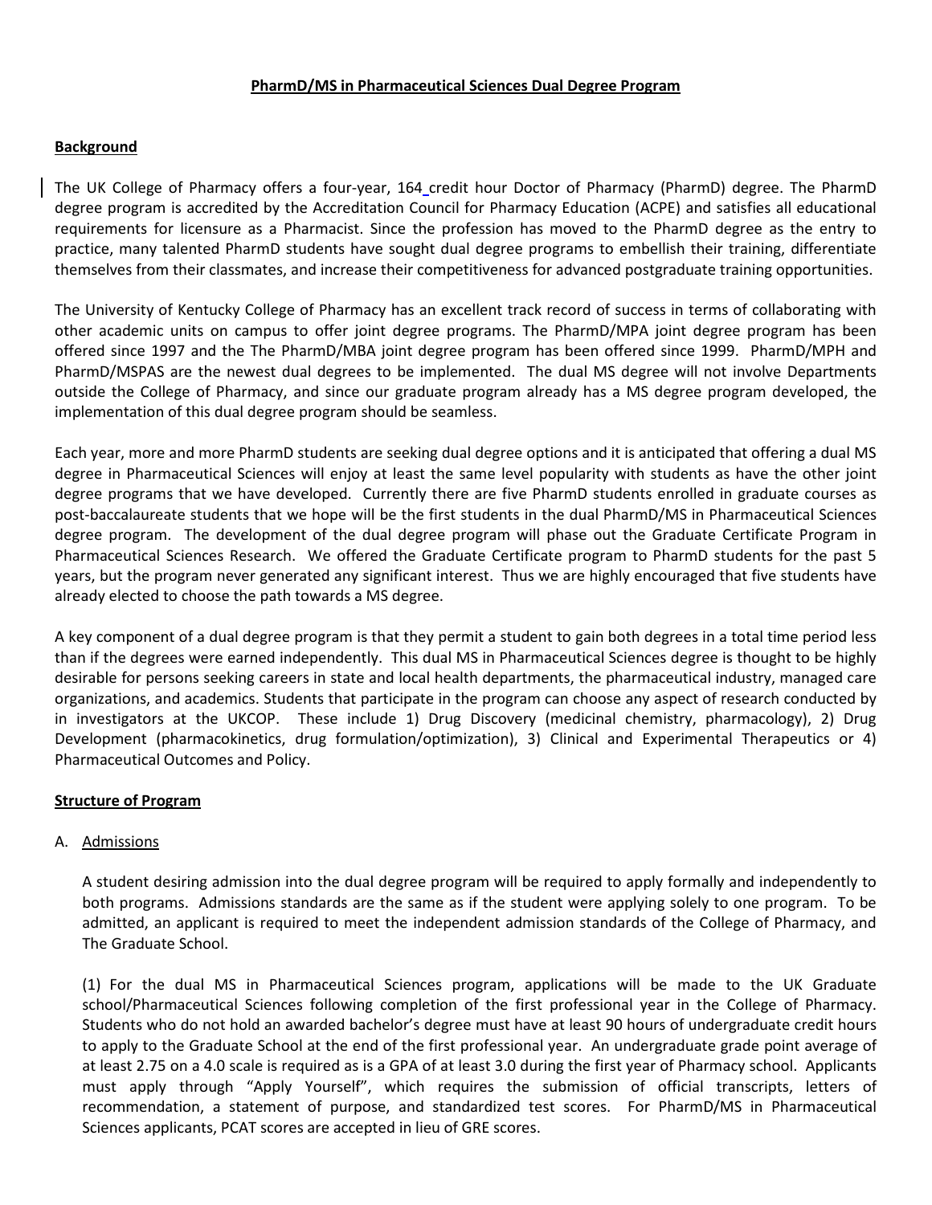**PharmD/MS in Pharmaceutical Sciences Dual Degree Program**

**Background**

The UK College of Pharmacy offers a four-year, 164 credit hour Doctor of Pharmacy (PharmD) degree. The PharmD degree program is accredited by the Accreditation Council for Pharmacy Education (ACPE) and satisfies all educational requirements for licensure as a Pharmacist. Since the profession has moved to the PharmD degree as the entry to practice, many talented PharmD students have sought dual degree programs to embellish their training, differentiate themselves from their classmates, and increase their competitiveness for advanced postgraduate training opportunities.

The University of Kentucky College of Pharmacy has an excellent track record of success in terms of collaborating with other academic units on campus to offer joint degree programs. The PharmD/MPA joint degree program has been offered since 1997 and the The PharmD/MBA joint degree program has been offered since 1999. PharmD/MPH and PharmD/MSPAS are the newest dual degrees to be implemented. The dual MS degree will not involve Departments outside the College of Pharmacy, and since our graduate program already has a MS degree program developed, the implementation of this dual degree program should be seamless.

Each year, more and more PharmD students are seeking dual degree options and it is anticipated that offering a dual MS degree in Pharmaceutical Sciences will enjoy at least the same level popularity with students as have the other joint degree programs that we have developed. Currently there are five PharmD students enrolled in graduate courses as post-baccalaureate students that we hope will be the first students in the dual PharmD/MS in Pharmaceutical Sciences degree program. The development of the dual degree program will phase out the Graduate Certificate Program in Pharmaceutical Sciences Research. We offered the Graduate Certificate program to PharmD students for the past 5 years, but the program never generated any significant interest. Thus we are highly encouraged that five students have already elected to choose the path towards a MS degree.

A key component of a dual degree program is that they permit a student to gain both degrees in a total time period less than if the degrees were earned independently. This dual MS in Pharmaceutical Sciences degree is thought to be highly desirable for persons seeking careers in state and local health departments, the pharmaceutical industry, managed care organizations, and academics. Students that participate in the program can choose any aspect of research conducted by in investigators at the UKCOP. These include 1) Drug Discovery (medicinal chemistry, pharmacology), 2) Drug Development (pharmacokinetics, drug formulation/optimization), 3) Clinical and Experimental Therapeutics or 4) Pharmaceutical Outcomes and Policy.

**Structure of Program**

A. Admissions

A student desiring admission into the dual degree program will be required to apply formally and independently to both programs. Admissions standards are the same as if the student were applying solely to one program. To be admitted, an applicant is required to meet the independent admission standards of the College of Pharmacy, and The Graduate School.

(1) For the dual MS in Pharmaceutical Sciences program, applications will be made to the UK Graduate school/Pharmaceutical Sciences following completion of the first professional year in the College of Pharmacy. Students who do not hold an awarded bachelor's degree must have at least 90 hours of undergraduate credit hours to apply to the Graduate School at the end of the first professional year. An undergraduate grade point average of at least 2.75 on a 4.0 scale is required as is a GPA of at least 3.0 during the first year of Pharmacy school. Applicants must apply through "Apply Yourself", which requires the submission of official transcripts, letters of recommendation, a statement of purpose, and standardized test scores. For PharmD/MS in Pharmaceutical Sciences applicants, PCAT scores are accepted in lieu of GRE scores.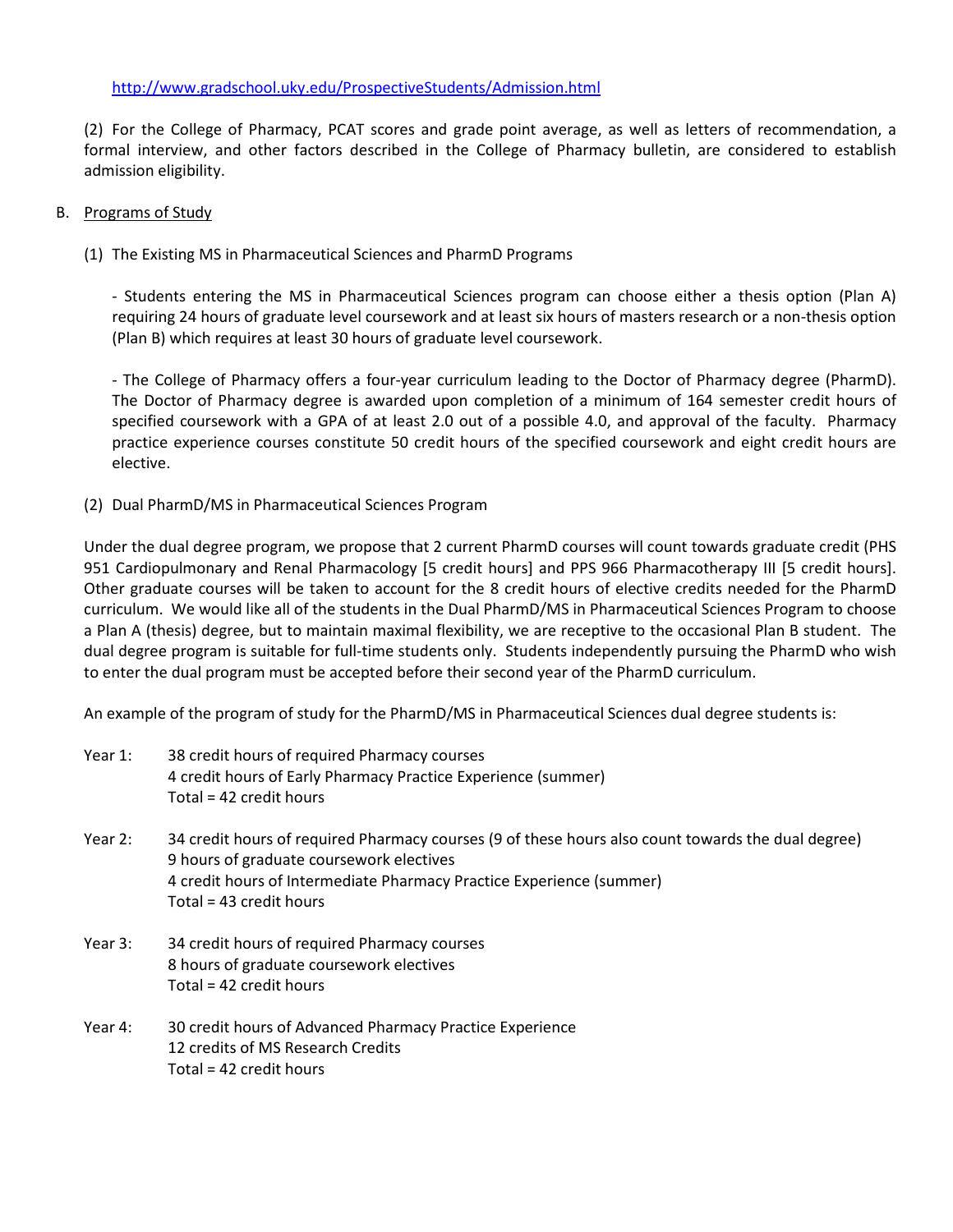http://www.gradschool.uky.edu/ProspectiveStudents/Admission.html

(2) For the College of Pharmacy, PCAT scores and grade point average, as well as letters of recommendation, a formal interview, and other factors described in the College of Pharmacy bulletin, are considered to establish admission eligibility.

B. Programs of Study

(1) The Existing MS in Pharmaceutical Sciences and PharmD Programs

- Students entering the MS in Pharmaceutical Sciences program can choose either a thesis option (Plan A) requiring 24 hours of graduate level coursework and at least six hours of masters research or a non-thesis option (Plan B) which requires at least 30 hours of graduate level coursework.

- The College of Pharmacy offers a four-year curriculum leading to the Doctor of Pharmacy degree (PharmD). The Doctor of Pharmacy degree is awarded upon completion of a minimum of 164 semester credit hours of specified coursework with a GPA of at least 2.0 out of a possible 4.0, and approval of the faculty. Pharmacy practice experience courses constitute 50 credit hours of the specified coursework and eight credit hours are elective.

(2) Dual PharmD/MS in Pharmaceutical Sciences Program

Under the dual degree program, we propose that 2 current PharmD courses will count towards graduate credit (PHS 951 Cardiopulmonary and Renal Pharmacology [5 credit hours] and PPS 966 Pharmacotherapy III [5 credit hours]. Other graduate courses will be taken to account for the 8 credit hours of elective credits needed for the PharmD curriculum. We would like all of the students in the Dual PharmD/MS in Pharmaceutical Sciences Program to choose a Plan A (thesis) degree, but to maintain maximal flexibility, we are receptive to the occasional Plan B student. The dual degree program is suitable for full-time students only. Students independently pursuing the PharmD who wish to enter the dual program must be accepted before their second year of the PharmD curriculum.

An example of the program of study for the PharmD/MS in Pharmaceutical Sciences dual degree students is:

Year 1:
- 38 credit hours of required Pharmacy courses
- 4 credit hours of Early Pharmacy Practice Experience (summer)
- Total = 42 credit hours

Year 2:
- 34 credit hours of required Pharmacy courses (9 of these hours also count towards the dual degree)
- 9 hours of graduate coursework electives
- 4 credit hours of Intermediate Pharmacy Practice Experience (summer)
- Total = 43 credit hours

Year 3:
- 34 credit hours of required Pharmacy courses
- 8 hours of graduate coursework electives
- Total = 42 credit hours

Year 4:
- 30 credit hours of Advanced Pharmacy Practice Experience
- 12 credits of MS Research Credits
- Total = 42 credit hours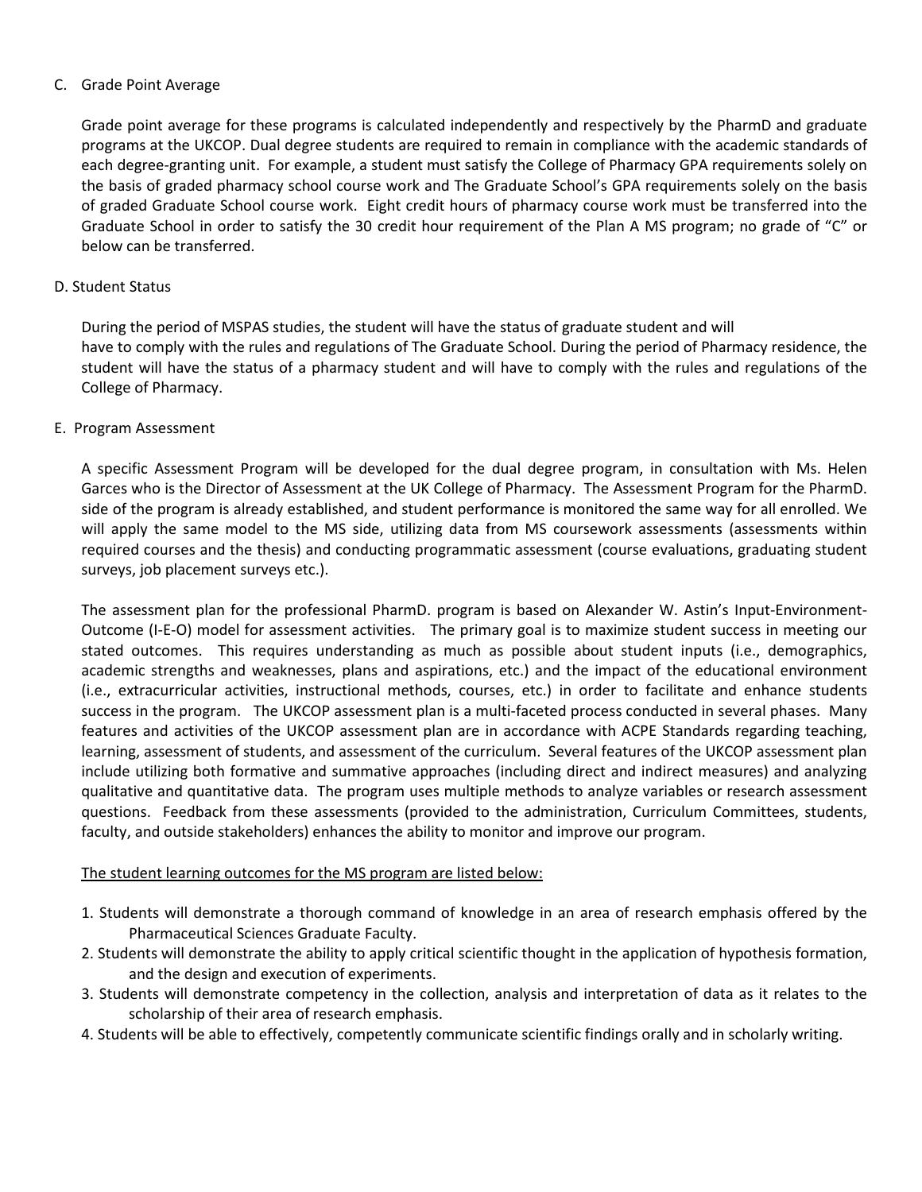C. Grade Point Average

Grade point average for these programs is calculated independently and respectively by the PharmD and graduate programs at the UKCOP. Dual degree students are required to remain in compliance with the academic standards of each degree-granting unit. For example, a student must satisfy the College of Pharmacy GPA requirements solely on the basis of graded pharmacy school course work and The Graduate School's GPA requirements solely on the basis of graded Graduate School course work. Eight credit hours of pharmacy course work must be transferred into the Graduate School in order to satisfy the 30 credit hour requirement of the Plan A MS program; no grade of "C" or below can be transferred.

D. Student Status

During the period of MSPAS studies, the student will have the status of graduate student and will have to comply with the rules and regulations of The Graduate School. During the period of Pharmacy residence, the student will have the status of a pharmacy student and will have to comply with the rules and regulations of the College of Pharmacy.

E. Program Assessment

A specific Assessment Program will be developed for the dual degree program, in consultation with Ms. Helen Garces who is the Director of Assessment at the UK College of Pharmacy. The Assessment Program for the PharmD. side of the program is already established, and student performance is monitored the same way for all enrolled. We will apply the same model to the MS side, utilizing data from MS coursework assessments (assessments within required courses and the thesis) and conducting programmatic assessment (course evaluations, graduating student surveys, job placement surveys etc.).

The assessment plan for the professional PharmD. program is based on Alexander W. Astin's Input-Environment-Outcome (I-E-O) model for assessment activities. The primary goal is to maximize student success in meeting our stated outcomes. This requires understanding as much as possible about student inputs (i.e., demographics, academic strengths and weaknesses, plans and aspirations, etc.) and the impact of the educational environment (i.e., extracurricular activities, instructional methods, courses, etc.) in order to facilitate and enhance students success in the program. The UKCOP assessment plan is a multi-faceted process conducted in several phases. Many features and activities of the UKCOP assessment plan are in accordance with ACPE Standards regarding teaching, learning, assessment of students, and assessment of the curriculum. Several features of the UKCOP assessment plan include utilizing both formative and summative approaches (including direct and indirect measures) and analyzing qualitative and quantitative data. The program uses multiple methods to analyze variables or research assessment questions. Feedback from these assessments (provided to the administration, Curriculum Committees, students, faculty, and outside stakeholders) enhances the ability to monitor and improve our program.

<u>The student learning outcomes for the MS program are listed below:</u>

1. Students will demonstrate a thorough command of knowledge in an area of research emphasis offered by the Pharmaceutical Sciences Graduate Faculty.
2. Students will demonstrate the ability to apply critical scientific thought in the application of hypothesis formation, and the design and execution of experiments.
3. Students will demonstrate competency in the collection, analysis and interpretation of data as it relates to the scholarship of their area of research emphasis.
4. Students will be able to effectively, competently communicate scientific findings orally and in scholarly writing.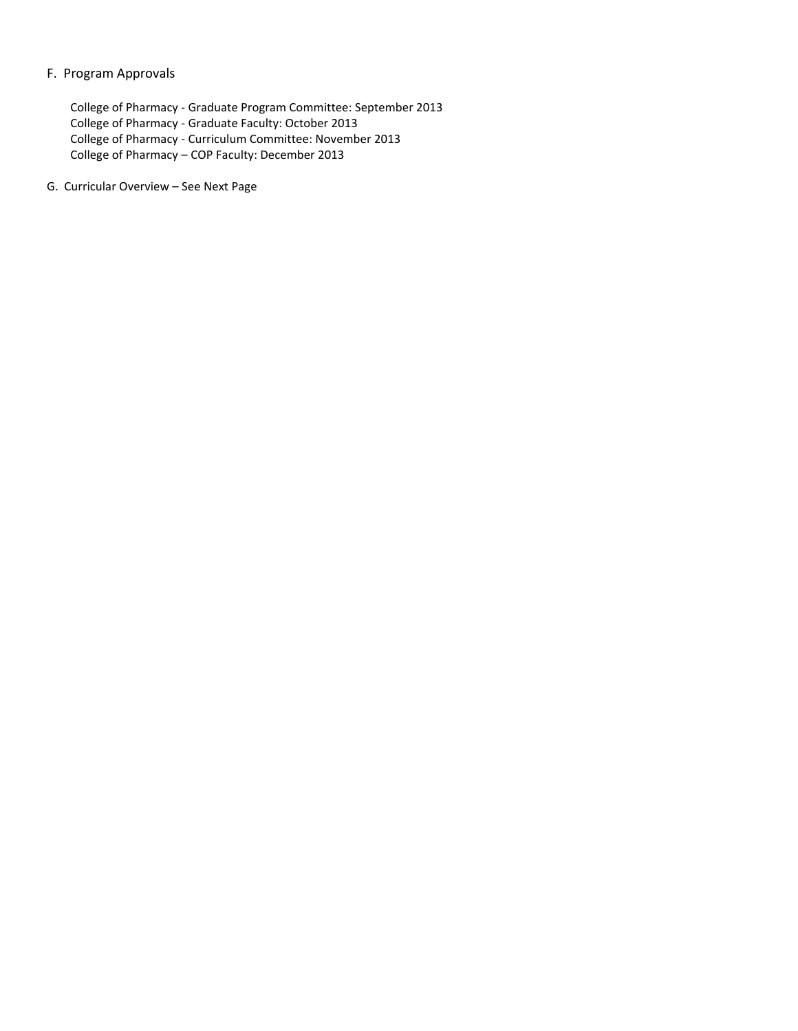## F. Program Approvals

College of Pharmacy - Graduate Program Committee: September 2013
College of Pharmacy - Graduate Faculty: October 2013
College of Pharmacy - Curriculum Committee: November 2013
College of Pharmacy – COP Faculty: December 2013

## G. Curricular Overview – See Next Page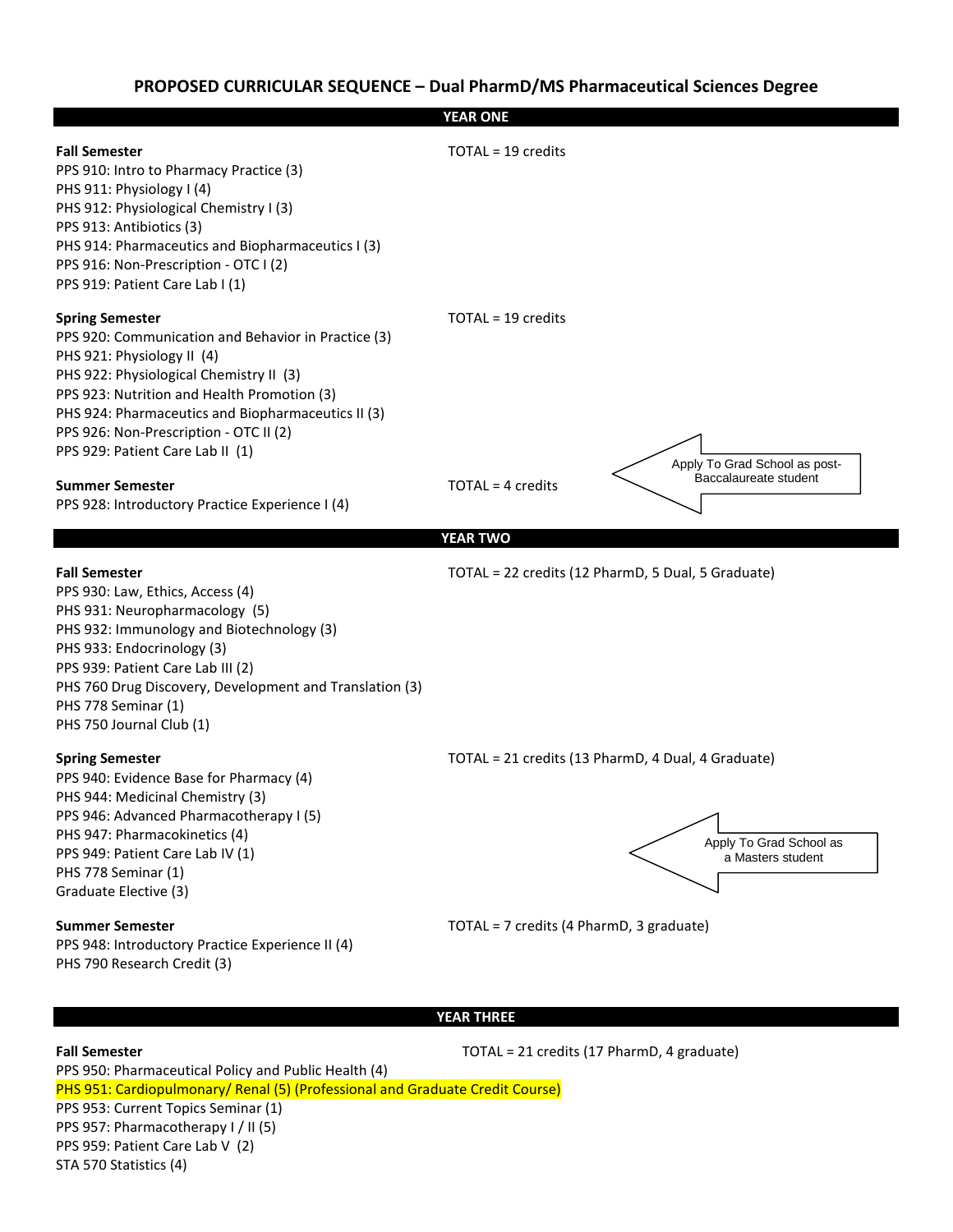## PROPOSED CURRICULAR SEQUENCE – Dual PharmD/MS Pharmaceutical Sciences Degree

### YEAR ONE

**Fall Semester** TOTAL = 19 credits

PPS 910: Intro to Pharmacy Practice (3)
PHS 911: Physiology I (4)
PHS 912: Physiological Chemistry I (3)
PPS 913: Antibiotics (3)
PHS 914: Pharmaceutics and Biopharmaceutics I (3)
PPS 916: Non-Prescription - OTC I (2)
PPS 919: Patient Care Lab I (1)

**Spring Semester** TOTAL = 19 credits

PPS 920: Communication and Behavior in Practice (3)
PHS 921: Physiology II (4)
PHS 922: Physiological Chemistry II (3)
PPS 923: Nutrition and Health Promotion (3)
PHS 924: Pharmaceutics and Biopharmaceutics II (3)
PPS 926: Non-Prescription - OTC II (2)
PPS 929: Patient Care Lab II (1)

Apply To Grad School as post-Baccalaureate student

**Summer Semester** TOTAL = 4 credits

PPS 928: Introductory Practice Experience I (4)

### YEAR TWO

**Fall Semester** TOTAL = 22 credits (12 PharmD, 5 Dual, 5 Graduate)

PPS 930: Law, Ethics, Access (4)
PHS 931: Neuropharmacology (5)
PHS 932: Immunology and Biotechnology (3)
PHS 933: Endocrinology (3)
PPS 939: Patient Care Lab III (2)
PHS 760 Drug Discovery, Development and Translation (3)
PHS 778 Seminar (1)
PHS 750 Journal Club (1)

**Spring Semester** TOTAL = 21 credits (13 PharmD, 4 Dual, 4 Graduate)

PPS 940: Evidence Base for Pharmacy (4)
PHS 944: Medicinal Chemistry (3)
PPS 946: Advanced Pharmacotherapy I (5)
PHS 947: Pharmacokinetics (4)
PPS 949: Patient Care Lab IV (1)
PHS 778 Seminar (1)
Graduate Elective (3)

Apply To Grad School as a Masters student

**Summer Semester** TOTAL = 7 credits (4 PharmD, 3 graduate)

PPS 948: Introductory Practice Experience II (4)
PHS 790 Research Credit (3)

### YEAR THREE

**Fall Semester** TOTAL = 21 credits (17 PharmD, 4 graduate)

PPS 950: Pharmaceutical Policy and Public Health (4)
PHS 951: Cardiopulmonary/ Renal (5) (Professional and Graduate Credit Course)
PPS 953: Current Topics Seminar (1)
PPS 957: Pharmacotherapy I / II (5)
PPS 959: Patient Care Lab V (2)
STA 570 Statistics (4)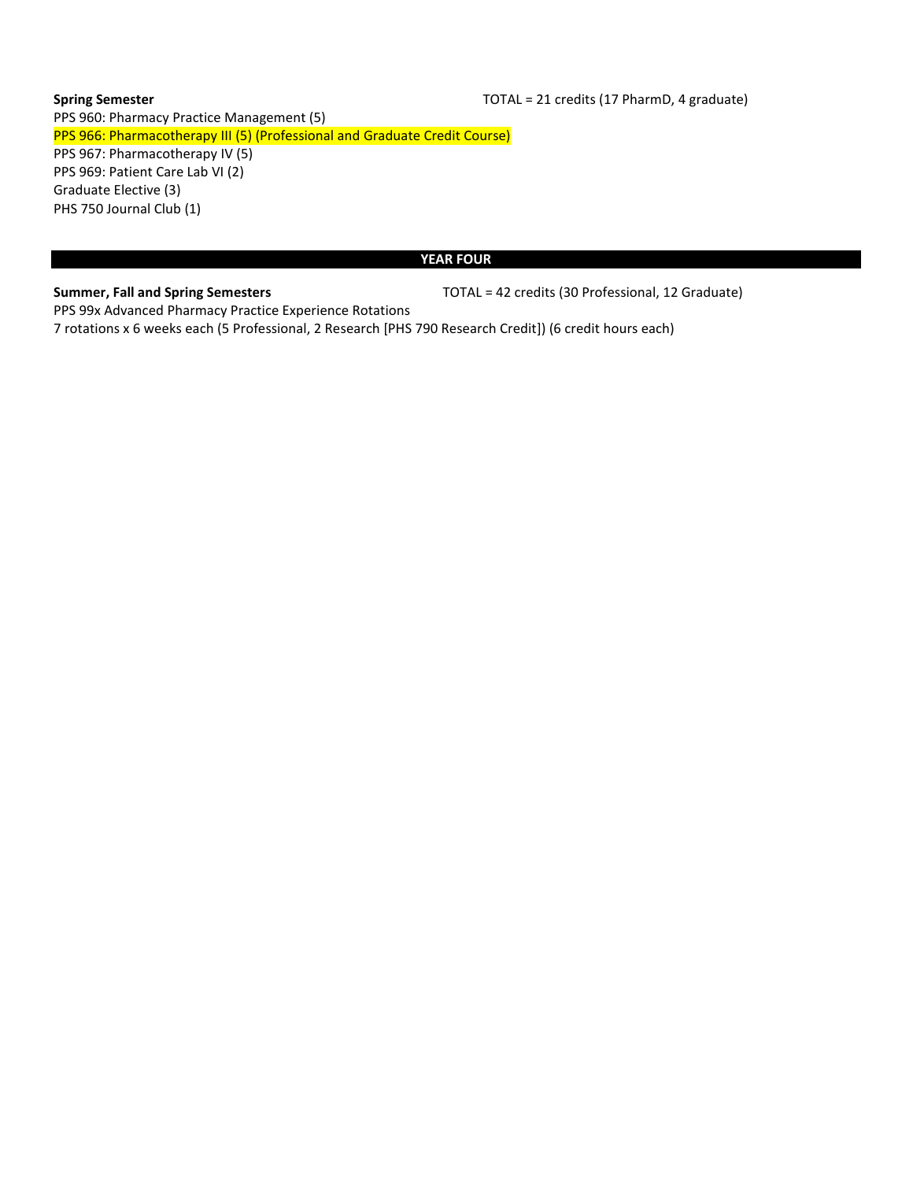**Spring Semester** TOTAL = 21 credits (17 PharmD, 4 graduate)

PPS 960: Pharmacy Practice Management (5)
PPS 966: Pharmacotherapy III (5) (Professional and Graduate Credit Course)
PPS 967: Pharmacotherapy IV (5)
PPS 969: Patient Care Lab VI (2)
Graduate Elective (3)
PHS 750 Journal Club (1)

## YEAR FOUR

**Summer, Fall and Spring Semesters** TOTAL = 42 credits (30 Professional, 12 Graduate)

PPS 99x Advanced Pharmacy Practice Experience Rotations
7 rotations x 6 weeks each (5 Professional, 2 Research [PHS 790 Research Credit]) (6 credit hours each)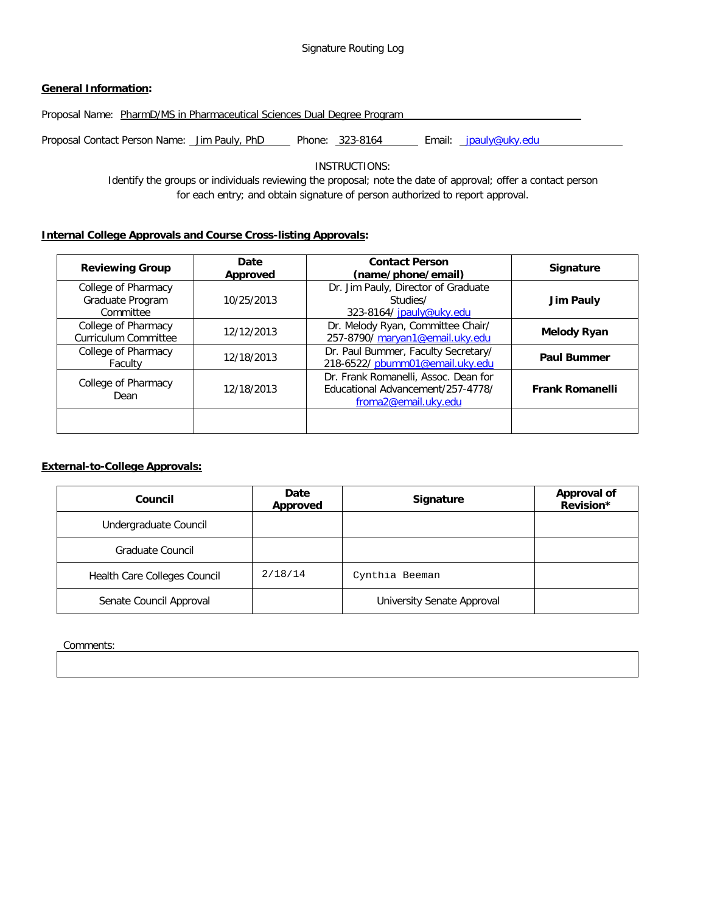Signature Routing Log

**General Information:**

Proposal Name: PharmD/MS in Pharmaceutical Sciences Dual Degree Program

Proposal Contact Person Name: Jim Pauly, PhD Phone: 323-8164 Email: jpauly@uky.edu

INSTRUCTIONS:
Identify the groups or individuals reviewing the proposal; note the date of approval; offer a contact person for each entry; and obtain signature of person authorized to report approval.

**Internal College Approvals and Course Cross-listing Approvals:**

| Reviewing Group | Date Approved | Contact Person (name/phone/email) | Signature |
|---|---|---|---|
| College of Pharmacy Graduate Program Committee | 10/25/2013 | Dr. Jim Pauly, Director of Graduate Studies/ 323-8164/ jpauly@uky.edu | **Jim Pauly** |
| College of Pharmacy Curriculum Committee | 12/12/2013 | Dr. Melody Ryan, Committee Chair/ 257-8790/ maryan1@email.uky.edu | **Melody Ryan** |
| College of Pharmacy Faculty | 12/18/2013 | Dr. Paul Bummer, Faculty Secretary/ 218-6522/ pbumm01@email.uky.edu | **Paul Bummer** |
| College of Pharmacy Dean | 12/18/2013 | Dr. Frank Romanelli, Assoc. Dean for Educational Advancement/257-4778/ froma2@email.uky.edu | **Frank Romanelli** |
| | | | |

**External-to-College Approvals:**

| Council | Date Approved | Signature | Approval of Revision* |
|---|---|---|---|
| Undergraduate Council | | | |
| Graduate Council | | | |
| Health Care Colleges Council | 2/18/14 | Cynthia Beeman | |
| Senate Council Approval | | University Senate Approval | |

Comments: